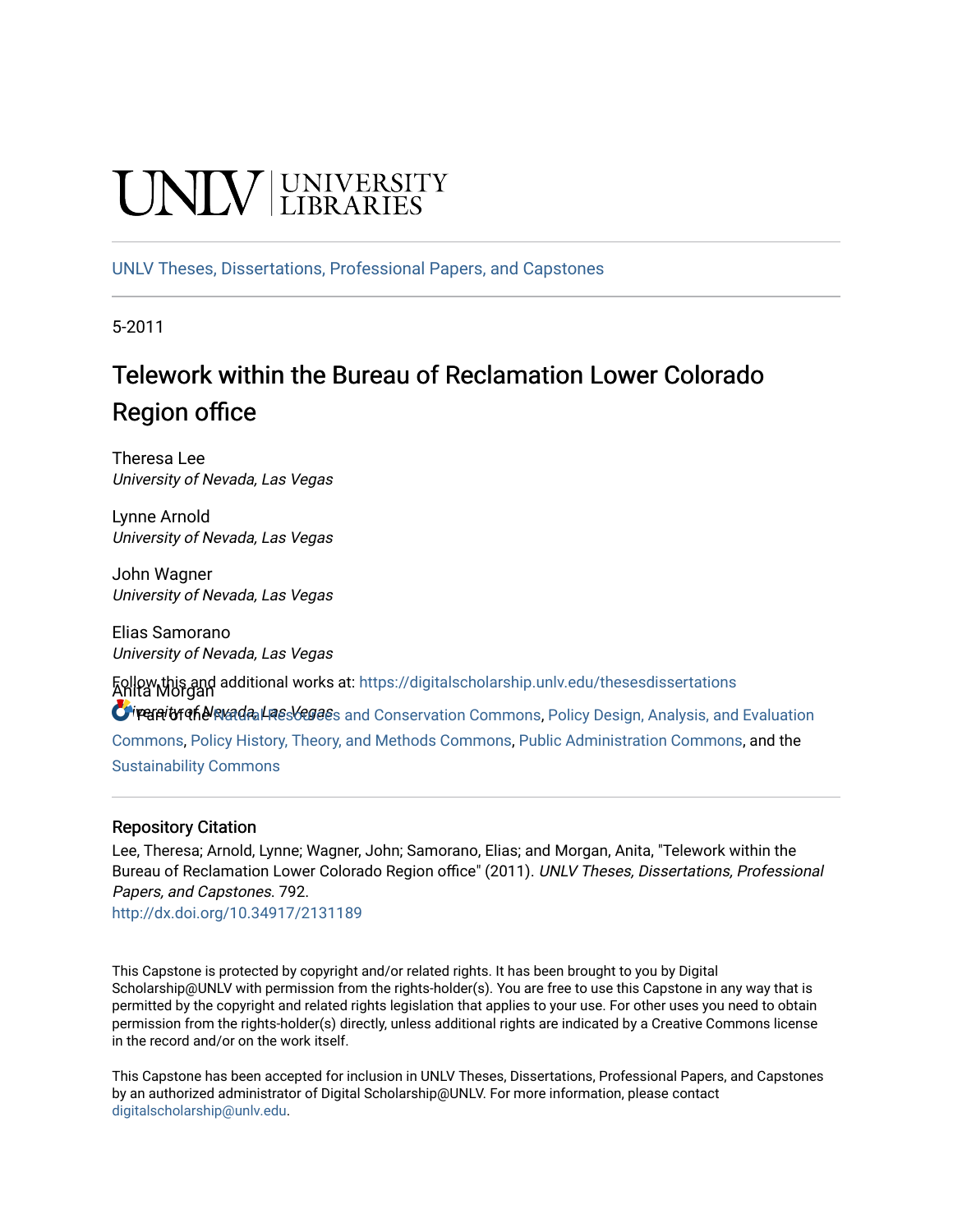UNLV | UNIVERSITY LIBRARIES

UNLV Theses, Dissertations, Professional Papers, and Capstones

5-2011

# Telework within the Bureau of Reclamation Lower Colorado Region office

Theresa Lee
*University of Nevada, Las Vegas*

Lynne Arnold
*University of Nevada, Las Vegas*

John Wagner
*University of Nevada, Las Vegas*

Elias Samorano
*University of Nevada, Las Vegas*

Anita Morgan
*University of Nevada, Las Vegas*

Follow this and additional works at: https://digitalscholarship.unlv.edu/thesesdissertations

Part of the Natural Resources and Conservation Commons, Policy Design, Analysis, and Evaluation Commons, Policy History, Theory, and Methods Commons, Public Administration Commons, and the Sustainability Commons

## Repository Citation

Lee, Theresa; Arnold, Lynne; Wagner, John; Samorano, Elias; and Morgan, Anita, "Telework within the Bureau of Reclamation Lower Colorado Region office" (2011). *UNLV Theses, Dissertations, Professional Papers, and Capstones*. 792.
http://dx.doi.org/10.34917/2131189

This Capstone is protected by copyright and/or related rights. It has been brought to you by Digital Scholarship@UNLV with permission from the rights-holder(s). You are free to use this Capstone in any way that is permitted by the copyright and related rights legislation that applies to your use. For other uses you need to obtain permission from the rights-holder(s) directly, unless additional rights are indicated by a Creative Commons license in the record and/or on the work itself.

This Capstone has been accepted for inclusion in UNLV Theses, Dissertations, Professional Papers, and Capstones by an authorized administrator of Digital Scholarship@UNLV. For more information, please contact digitalscholarship@unlv.edu.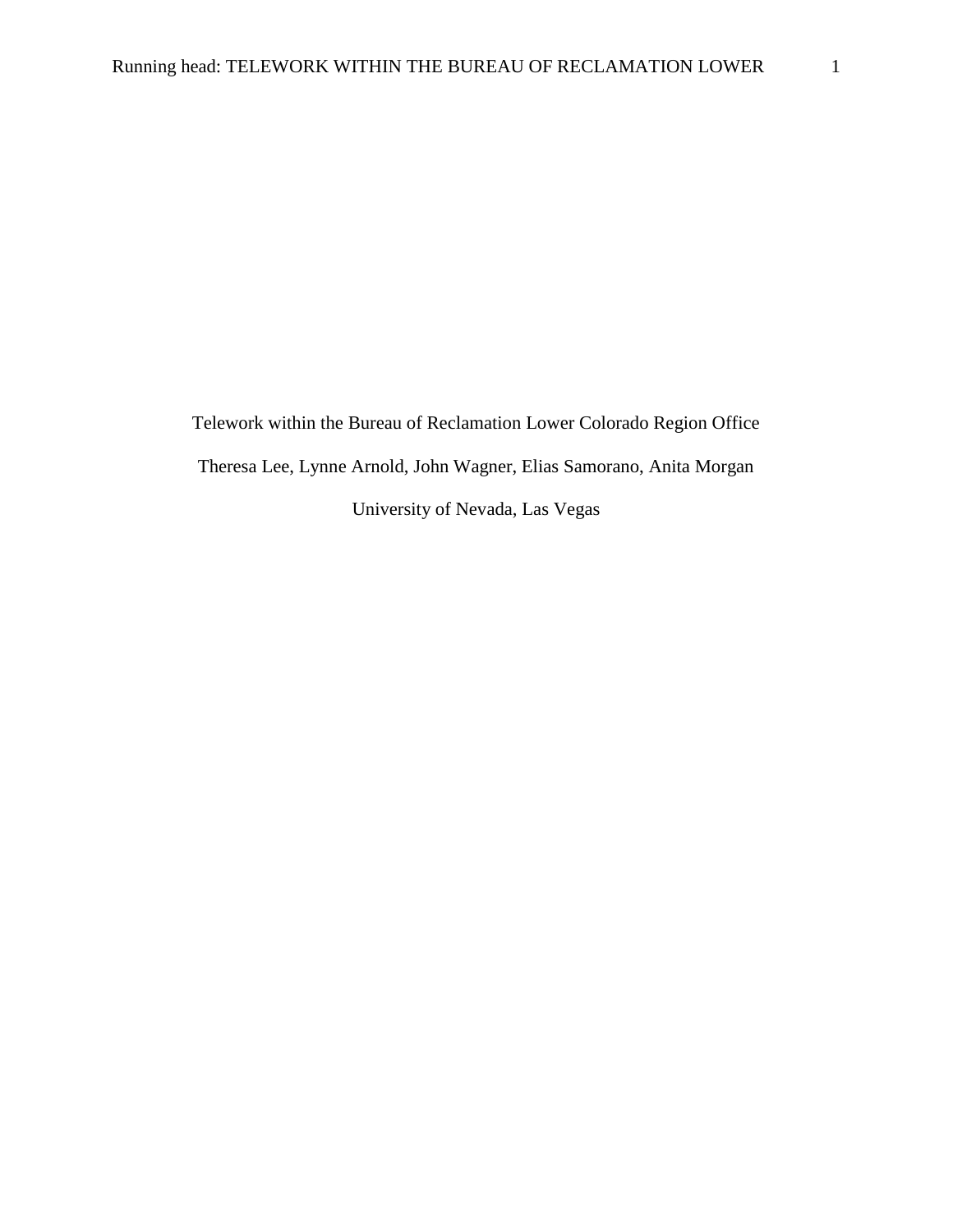# Telework within the Bureau of Reclamation Lower Colorado Region Office

Theresa Lee, Lynne Arnold, John Wagner, Elias Samorano, Anita Morgan

University of Nevada, Las Vegas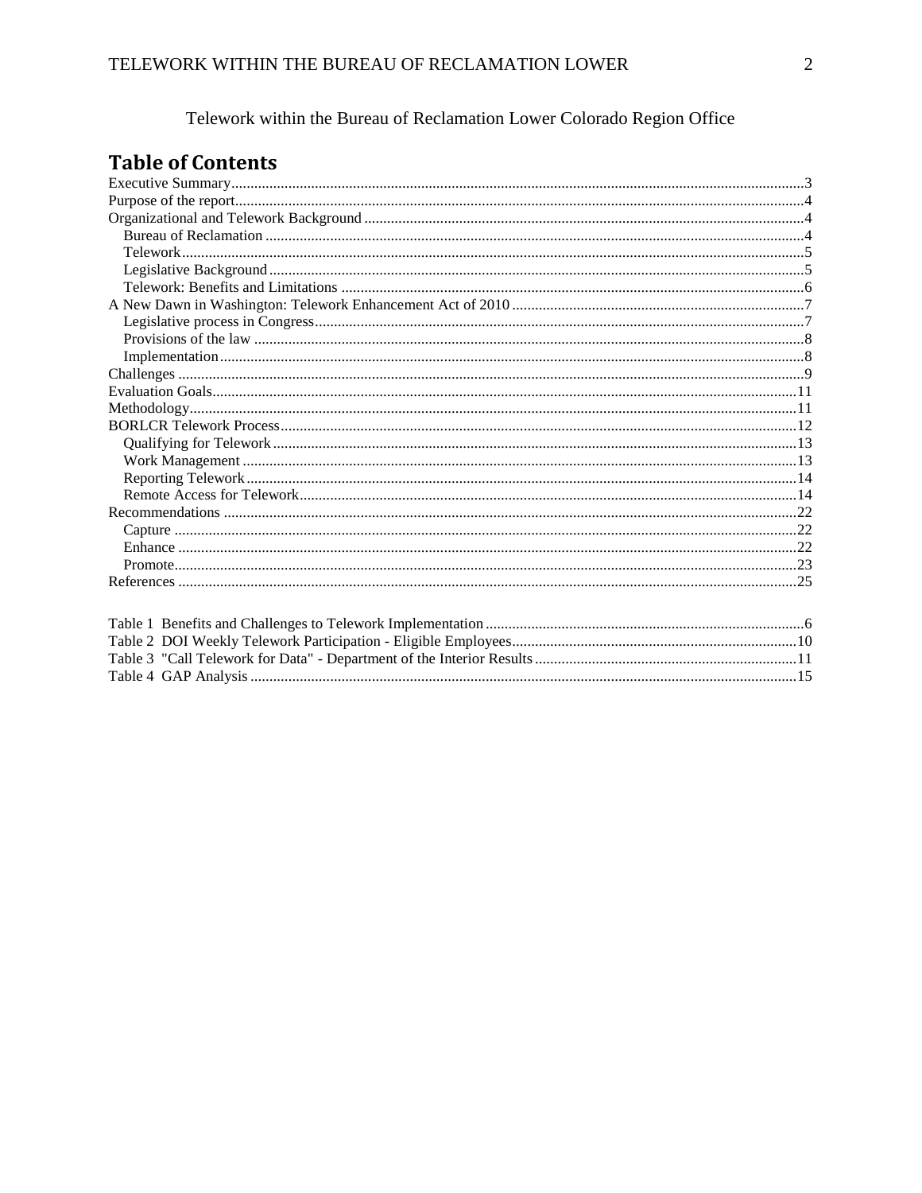Telework within the Bureau of Reclamation Lower Colorado Region Office

# Table of Contents

Executive Summary....3
Purpose of the report....4
Organizational and Telework Background....4
  Bureau of Reclamation....4
  Telework....5
  Legislative Background....5
  Telework: Benefits and Limitations....6
A New Dawn in Washington: Telework Enhancement Act of 2010....7
  Legislative process in Congress....7
  Provisions of the law....8
  Implementation....8
Challenges....9
Evaluation Goals....11
Methodology....11
BORLCR Telework Process....12
  Qualifying for Telework....13
  Work Management....13
  Reporting Telework....14
  Remote Access for Telework....14
Recommendations....22
  Capture....22
  Enhance....22
  Promote....23
References....25

Table 1 Benefits and Challenges to Telework Implementation....6
Table 2 DOI Weekly Telework Participation - Eligible Employees....10
Table 3 "Call Telework for Data" - Department of the Interior Results....11
Table 4 GAP Analysis....15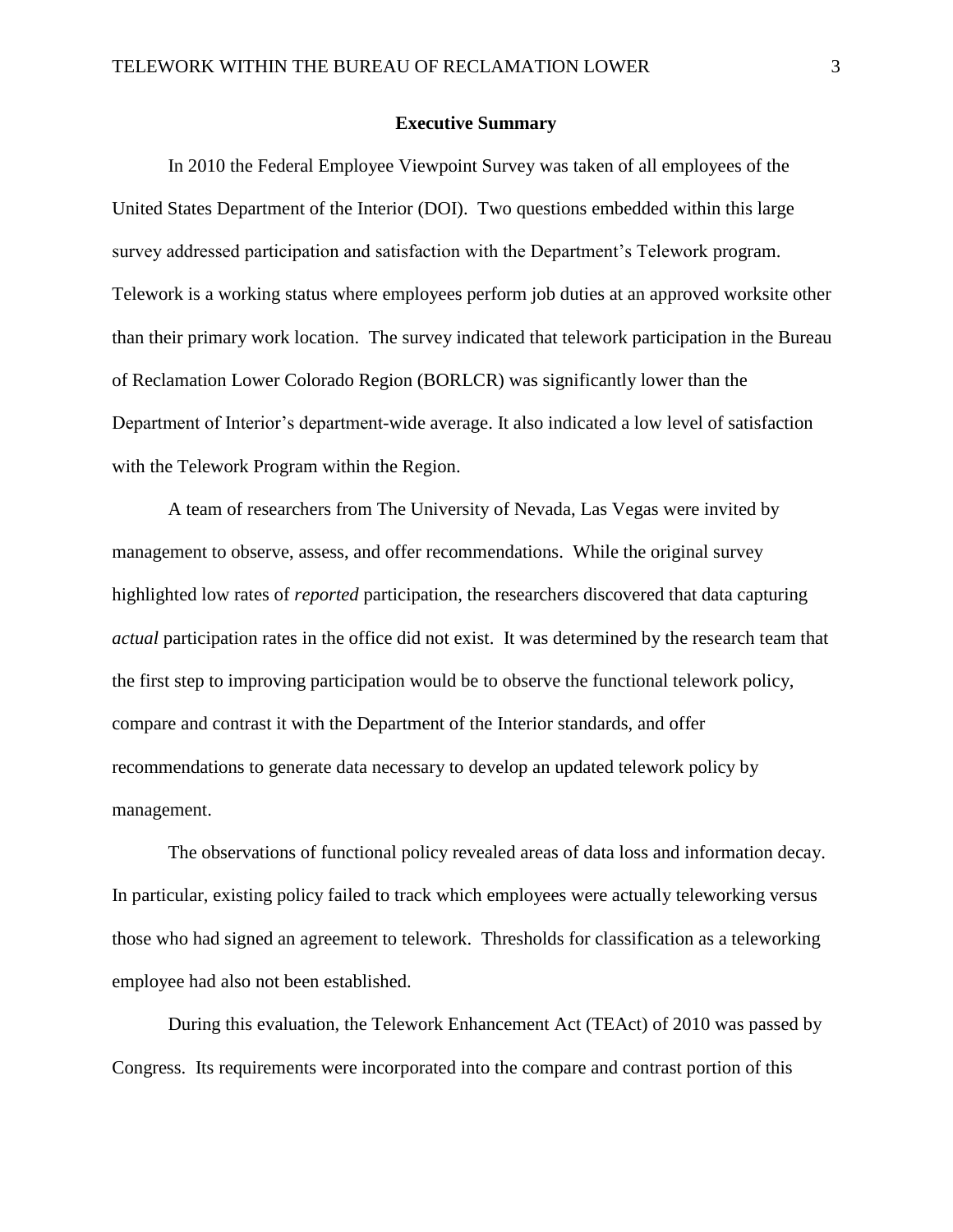## Executive Summary

In 2010 the Federal Employee Viewpoint Survey was taken of all employees of the United States Department of the Interior (DOI). Two questions embedded within this large survey addressed participation and satisfaction with the Department's Telework program. Telework is a working status where employees perform job duties at an approved worksite other than their primary work location. The survey indicated that telework participation in the Bureau of Reclamation Lower Colorado Region (BORLCR) was significantly lower than the Department of Interior's department-wide average. It also indicated a low level of satisfaction with the Telework Program within the Region.

A team of researchers from The University of Nevada, Las Vegas were invited by management to observe, assess, and offer recommendations. While the original survey highlighted low rates of *reported* participation, the researchers discovered that data capturing *actual* participation rates in the office did not exist. It was determined by the research team that the first step to improving participation would be to observe the functional telework policy, compare and contrast it with the Department of the Interior standards, and offer recommendations to generate data necessary to develop an updated telework policy by management.

The observations of functional policy revealed areas of data loss and information decay. In particular, existing policy failed to track which employees were actually teleworking versus those who had signed an agreement to telework. Thresholds for classification as a teleworking employee had also not been established.

During this evaluation, the Telework Enhancement Act (TEAct) of 2010 was passed by Congress. Its requirements were incorporated into the compare and contrast portion of this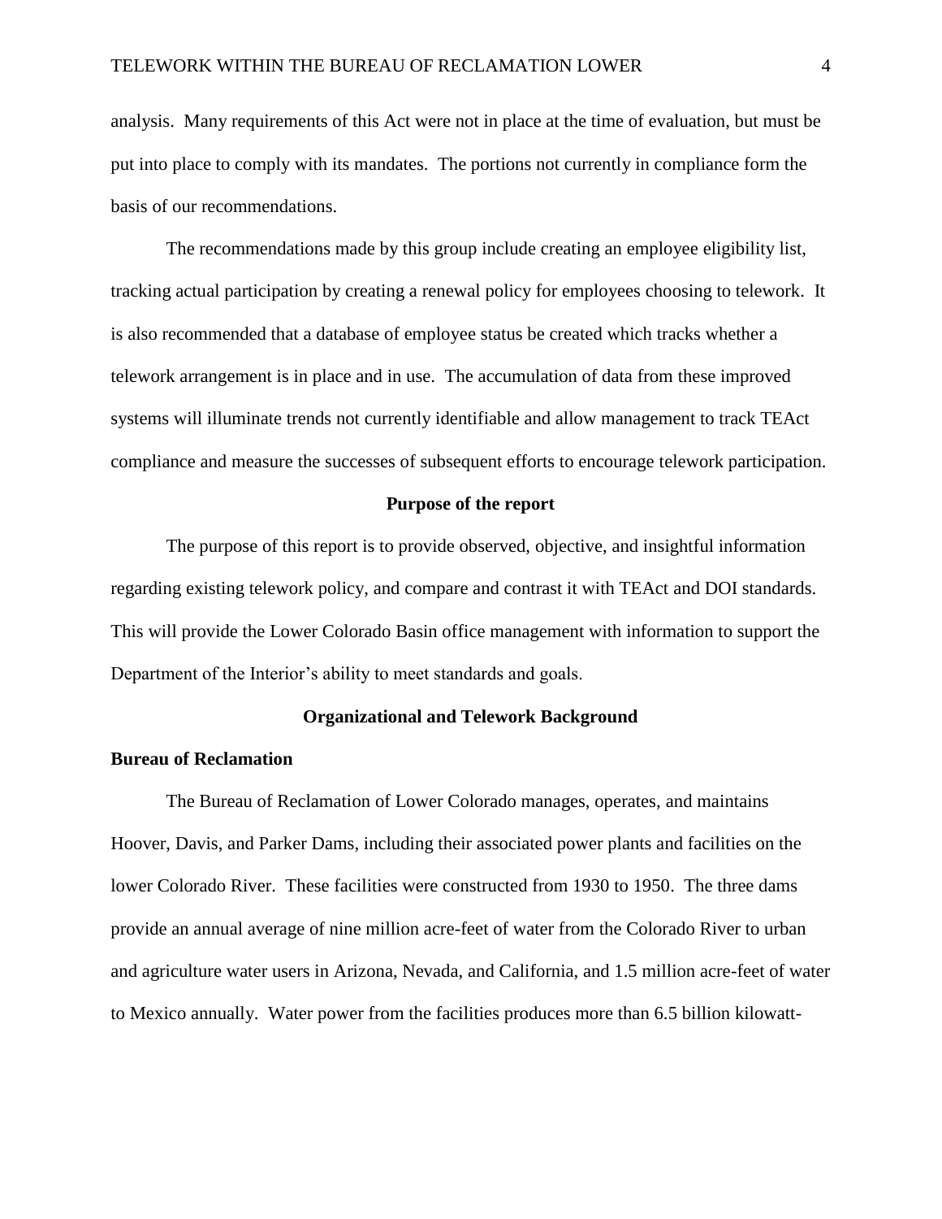analysis. Many requirements of this Act were not in place at the time of evaluation, but must be put into place to comply with its mandates. The portions not currently in compliance form the basis of our recommendations.

The recommendations made by this group include creating an employee eligibility list, tracking actual participation by creating a renewal policy for employees choosing to telework. It is also recommended that a database of employee status be created which tracks whether a telework arrangement is in place and in use. The accumulation of data from these improved systems will illuminate trends not currently identifiable and allow management to track TEAct compliance and measure the successes of subsequent efforts to encourage telework participation.

## Purpose of the report

The purpose of this report is to provide observed, objective, and insightful information regarding existing telework policy, and compare and contrast it with TEAct and DOI standards. This will provide the Lower Colorado Basin office management with information to support the Department of the Interior's ability to meet standards and goals.

## Organizational and Telework Background

### Bureau of Reclamation

The Bureau of Reclamation of Lower Colorado manages, operates, and maintains Hoover, Davis, and Parker Dams, including their associated power plants and facilities on the lower Colorado River. These facilities were constructed from 1930 to 1950. The three dams provide an annual average of nine million acre-feet of water from the Colorado River to urban and agriculture water users in Arizona, Nevada, and California, and 1.5 million acre-feet of water to Mexico annually. Water power from the facilities produces more than 6.5 billion kilowatt-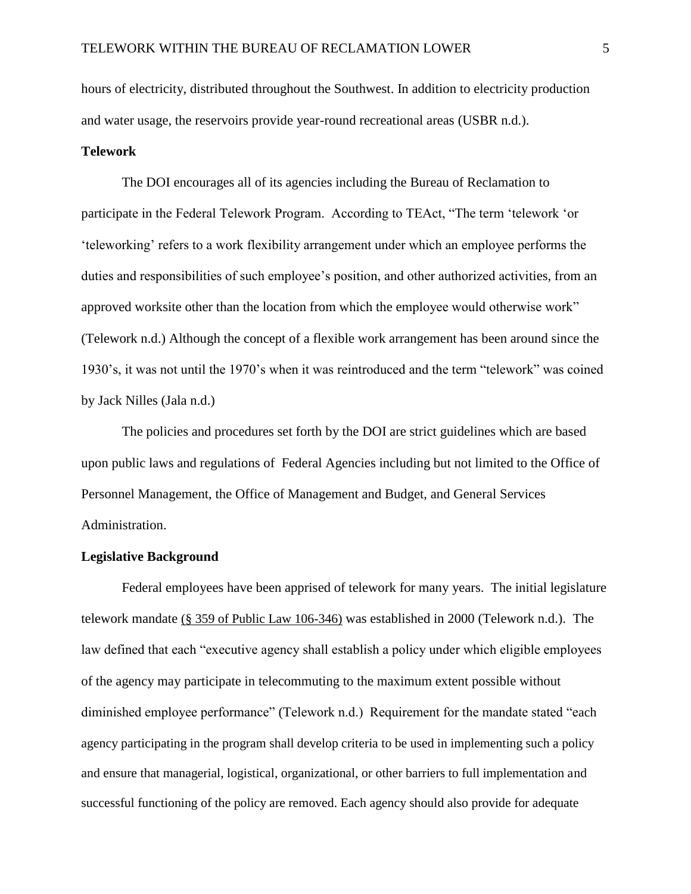hours of electricity, distributed throughout the Southwest. In addition to electricity production and water usage, the reservoirs provide year-round recreational areas (USBR n.d.).

**Telework**

The DOI encourages all of its agencies including the Bureau of Reclamation to participate in the Federal Telework Program. According to TEAct, "The term 'telework 'or 'teleworking' refers to a work flexibility arrangement under which an employee performs the duties and responsibilities of such employee's position, and other authorized activities, from an approved worksite other than the location from which the employee would otherwise work" (Telework n.d.) Although the concept of a flexible work arrangement has been around since the 1930's, it was not until the 1970's when it was reintroduced and the term "telework" was coined by Jack Nilles (Jala n.d.)

The policies and procedures set forth by the DOI are strict guidelines which are based upon public laws and regulations of Federal Agencies including but not limited to the Office of Personnel Management, the Office of Management and Budget, and General Services Administration.

**Legislative Background**

Federal employees have been apprised of telework for many years. The initial legislature telework mandate (§ 359 of Public Law 106-346) was established in 2000 (Telework n.d.). The law defined that each "executive agency shall establish a policy under which eligible employees of the agency may participate in telecommuting to the maximum extent possible without diminished employee performance" (Telework n.d.) Requirement for the mandate stated "each agency participating in the program shall develop criteria to be used in implementing such a policy and ensure that managerial, logistical, organizational, or other barriers to full implementation and successful functioning of the policy are removed. Each agency should also provide for adequate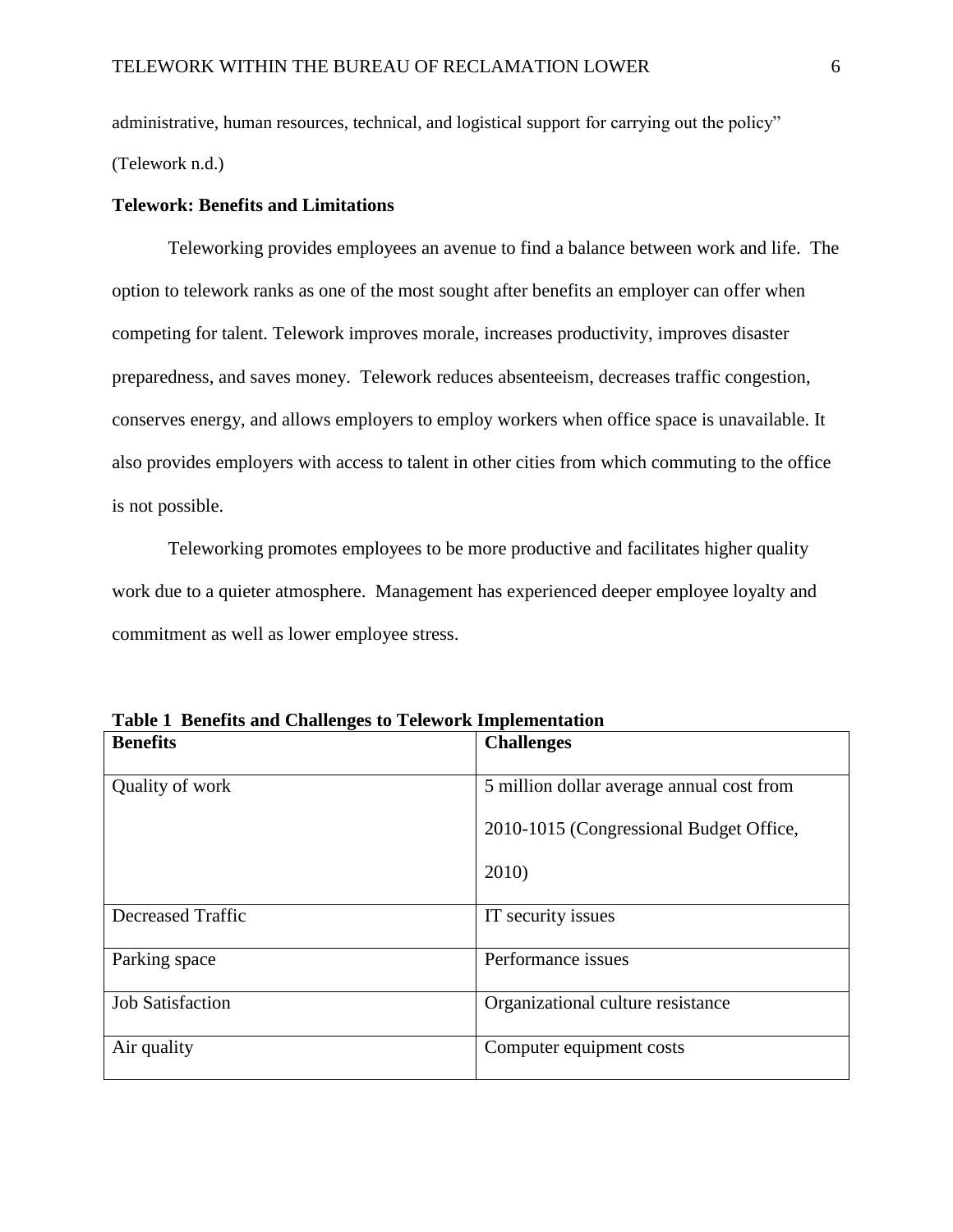administrative, human resources, technical, and logistical support for carrying out the policy" (Telework n.d.)

**Telework: Benefits and Limitations**

Teleworking provides employees an avenue to find a balance between work and life. The option to telework ranks as one of the most sought after benefits an employer can offer when competing for talent. Telework improves morale, increases productivity, improves disaster preparedness, and saves money. Telework reduces absenteeism, decreases traffic congestion, conserves energy, and allows employers to employ workers when office space is unavailable. It also provides employers with access to talent in other cities from which commuting to the office is not possible.

Teleworking promotes employees to be more productive and facilitates higher quality work due to a quieter atmosphere. Management has experienced deeper employee loyalty and commitment as well as lower employee stress.

**Table 1 Benefits and Challenges to Telework Implementation**

| **Benefits** | **Challenges** |
|---|---|
| Quality of work | 5 million dollar average annual cost from 2010-1015 (Congressional Budget Office, 2010) |
| Decreased Traffic | IT security issues |
| Parking space | Performance issues |
| Job Satisfaction | Organizational culture resistance |
| Air quality | Computer equipment costs |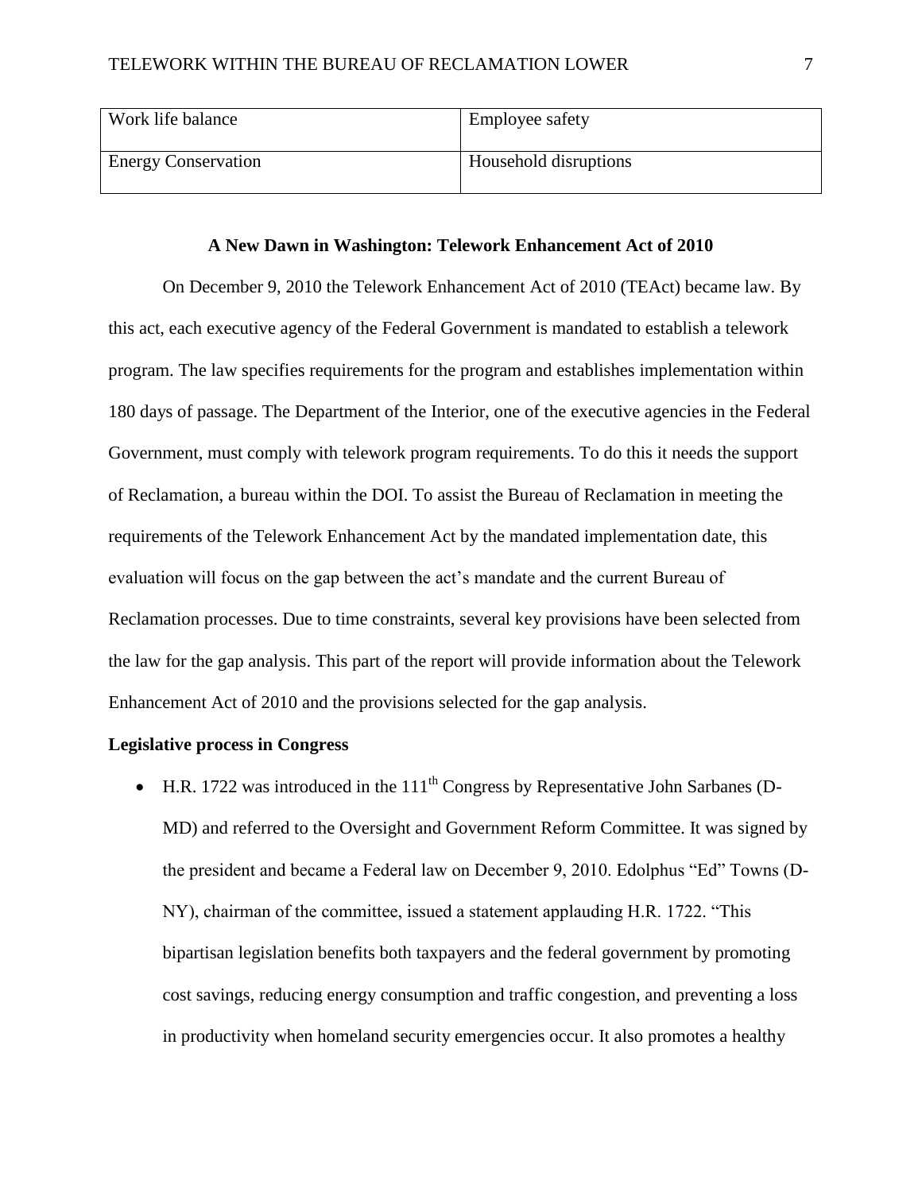| Work life balance | Employee safety |
|---|---|
| Energy Conservation | Household disruptions |

**A New Dawn in Washington: Telework Enhancement Act of 2010**

On December 9, 2010 the Telework Enhancement Act of 2010 (TEAct) became law. By this act, each executive agency of the Federal Government is mandated to establish a telework program. The law specifies requirements for the program and establishes implementation within 180 days of passage. The Department of the Interior, one of the executive agencies in the Federal Government, must comply with telework program requirements. To do this it needs the support of Reclamation, a bureau within the DOI. To assist the Bureau of Reclamation in meeting the requirements of the Telework Enhancement Act by the mandated implementation date, this evaluation will focus on the gap between the act's mandate and the current Bureau of Reclamation processes. Due to time constraints, several key provisions have been selected from the law for the gap analysis. This part of the report will provide information about the Telework Enhancement Act of 2010 and the provisions selected for the gap analysis.

**Legislative process in Congress**

- H.R. 1722 was introduced in the 111th Congress by Representative John Sarbanes (D-MD) and referred to the Oversight and Government Reform Committee. It was signed by the president and became a Federal law on December 9, 2010. Edolphus "Ed" Towns (D-NY), chairman of the committee, issued a statement applauding H.R. 1722. "This bipartisan legislation benefits both taxpayers and the federal government by promoting cost savings, reducing energy consumption and traffic congestion, and preventing a loss in productivity when homeland security emergencies occur. It also promotes a healthy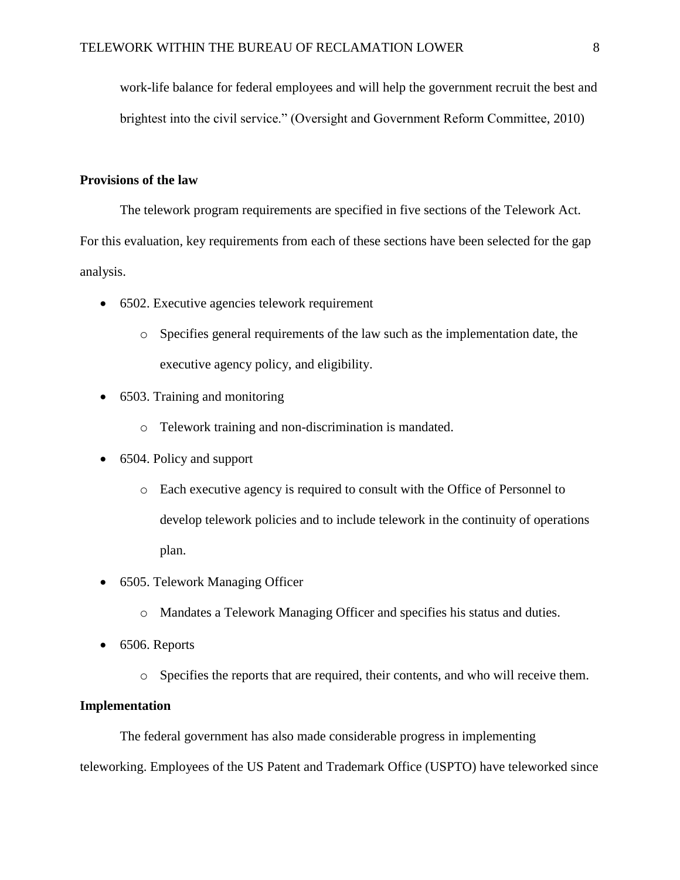work-life balance for federal employees and will help the government recruit the best and brightest into the civil service." (Oversight and Government Reform Committee, 2010)

**Provisions of the law**

The telework program requirements are specified in five sections of the Telework Act. For this evaluation, key requirements from each of these sections have been selected for the gap analysis.

- 6502. Executive agencies telework requirement
  - Specifies general requirements of the law such as the implementation date, the executive agency policy, and eligibility.
- 6503. Training and monitoring
  - Telework training and non-discrimination is mandated.
- 6504. Policy and support
  - Each executive agency is required to consult with the Office of Personnel to develop telework policies and to include telework in the continuity of operations plan.
- 6505. Telework Managing Officer
  - Mandates a Telework Managing Officer and specifies his status and duties.
- 6506. Reports
  - Specifies the reports that are required, their contents, and who will receive them.

**Implementation**

The federal government has also made considerable progress in implementing teleworking. Employees of the US Patent and Trademark Office (USPTO) have teleworked since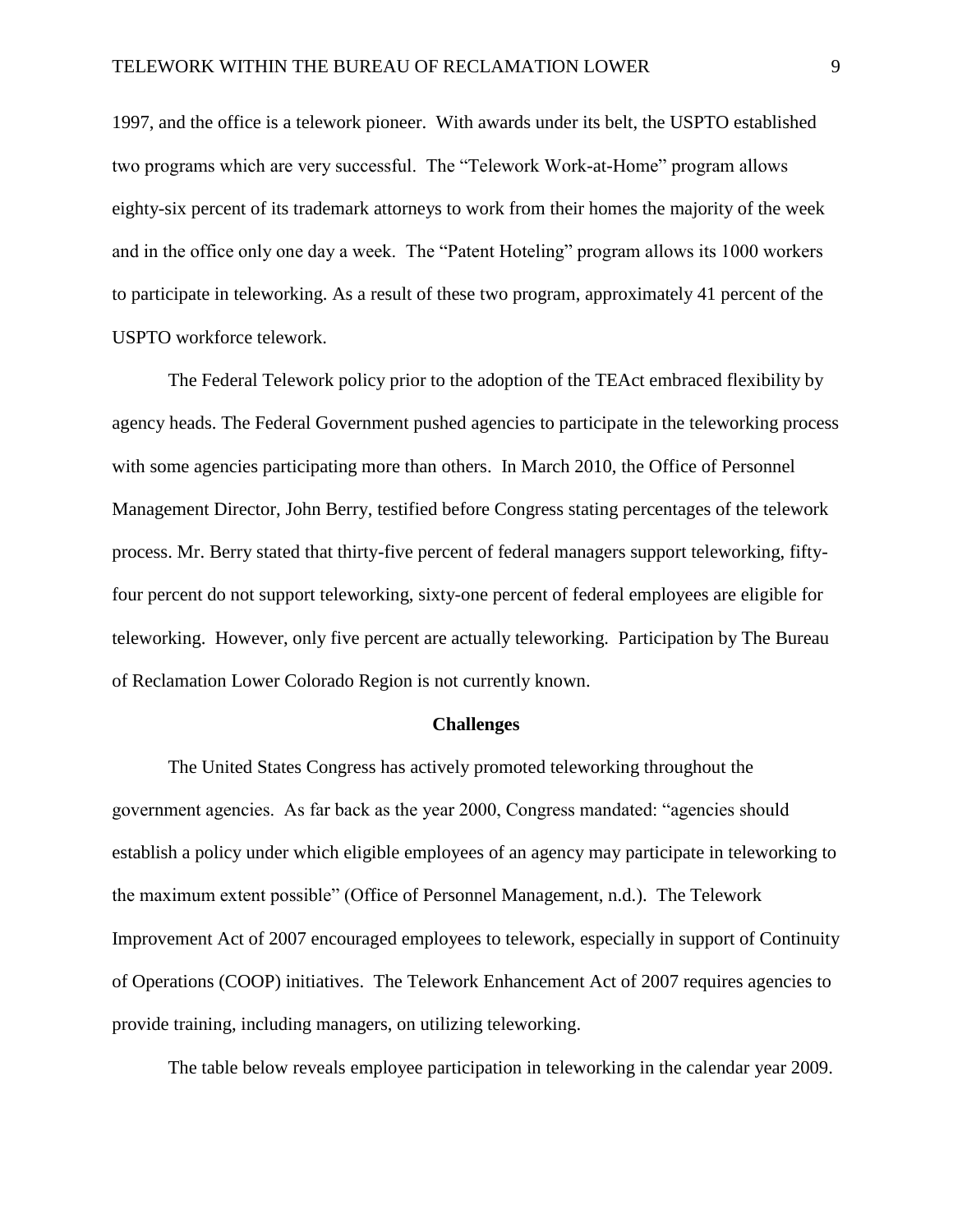1997, and the office is a telework pioneer. With awards under its belt, the USPTO established two programs which are very successful. The "Telework Work-at-Home" program allows eighty-six percent of its trademark attorneys to work from their homes the majority of the week and in the office only one day a week. The "Patent Hoteling" program allows its 1000 workers to participate in teleworking. As a result of these two program, approximately 41 percent of the USPTO workforce telework.

The Federal Telework policy prior to the adoption of the TEAct embraced flexibility by agency heads. The Federal Government pushed agencies to participate in the teleworking process with some agencies participating more than others. In March 2010, the Office of Personnel Management Director, John Berry, testified before Congress stating percentages of the telework process. Mr. Berry stated that thirty-five percent of federal managers support teleworking, fifty-four percent do not support teleworking, sixty-one percent of federal employees are eligible for teleworking. However, only five percent are actually teleworking. Participation by The Bureau of Reclamation Lower Colorado Region is not currently known.

## Challenges

The United States Congress has actively promoted teleworking throughout the government agencies. As far back as the year 2000, Congress mandated: "agencies should establish a policy under which eligible employees of an agency may participate in teleworking to the maximum extent possible" (Office of Personnel Management, n.d.). The Telework Improvement Act of 2007 encouraged employees to telework, especially in support of Continuity of Operations (COOP) initiatives. The Telework Enhancement Act of 2007 requires agencies to provide training, including managers, on utilizing teleworking.

The table below reveals employee participation in teleworking in the calendar year 2009.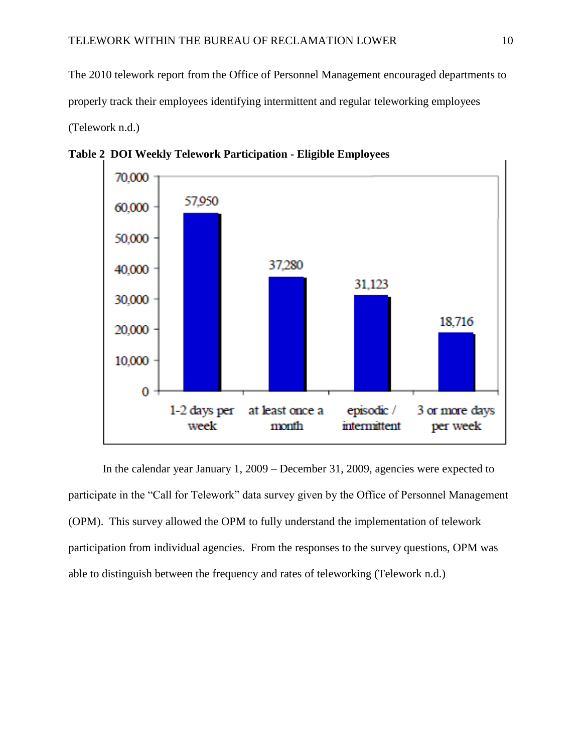The 2010 telework report from the Office of Personnel Management encouraged departments to properly track their employees identifying intermittent and regular teleworking employees (Telework n.d.)

**Table 2 DOI Weekly Telework Participation - Eligible Employees**

| Category | Employees |
|---|---|
| 1-2 days per week | 57,950 |
| at least once a month | 37,280 |
| episodic / intermittent | 31,123 |
| 3 or more days per week | 18,716 |

In the calendar year January 1, 2009 – December 31, 2009, agencies were expected to participate in the “Call for Telework” data survey given by the Office of Personnel Management (OPM). This survey allowed the OPM to fully understand the implementation of telework participation from individual agencies. From the responses to the survey questions, OPM was able to distinguish between the frequency and rates of teleworking (Telework n.d.)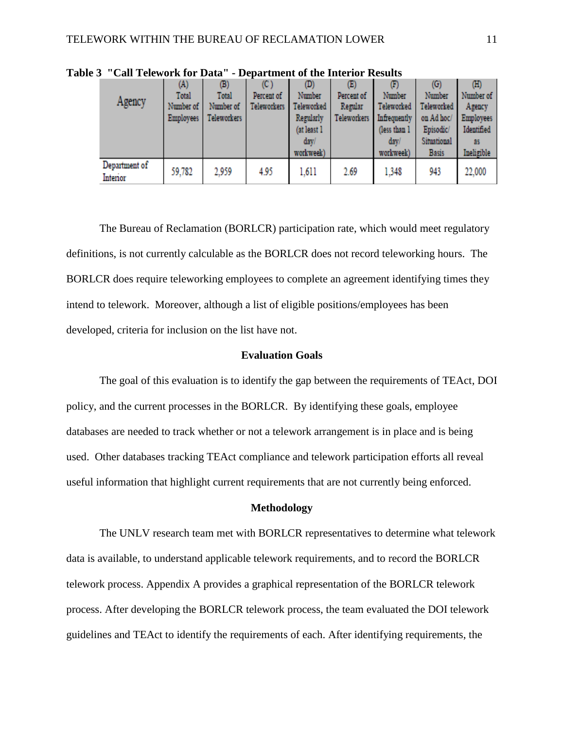**Table 3 "Call Telework for Data" - Department of the Interior Results**

| Agency | (A) Total Number of Employees | (B) Total Number of Teleworkers | (C) Percent of Teleworkers | (D) Number Teleworked Regularly (at least 1 day/ workweek) | (E) Percent of Regular Teleworkers | (F) Number Teleworked Infrequently (less than 1 day/ workweek) | (G) Number Teleworked on Ad hoc/ Episodic/ Situational Basis | (H) Number of Agency Employees Identified as Ineligible |
|---|---|---|---|---|---|---|---|---|
| Department of Interior | 59,782 | 2,959 | 4.95 | 1,611 | 2.69 | 1,348 | 943 | 22,000 |

The Bureau of Reclamation (BORLCR) participation rate, which would meet regulatory definitions, is not currently calculable as the BORLCR does not record teleworking hours. The BORLCR does require teleworking employees to complete an agreement identifying times they intend to telework. Moreover, although a list of eligible positions/employees has been developed, criteria for inclusion on the list have not.

## Evaluation Goals

The goal of this evaluation is to identify the gap between the requirements of TEAct, DOI policy, and the current processes in the BORLCR. By identifying these goals, employee databases are needed to track whether or not a telework arrangement is in place and is being used. Other databases tracking TEAct compliance and telework participation efforts all reveal useful information that highlight current requirements that are not currently being enforced.

## Methodology

The UNLV research team met with BORLCR representatives to determine what telework data is available, to understand applicable telework requirements, and to record the BORLCR telework process. Appendix A provides a graphical representation of the BORLCR telework process. After developing the BORLCR telework process, the team evaluated the DOI telework guidelines and TEAct to identify the requirements of each. After identifying requirements, the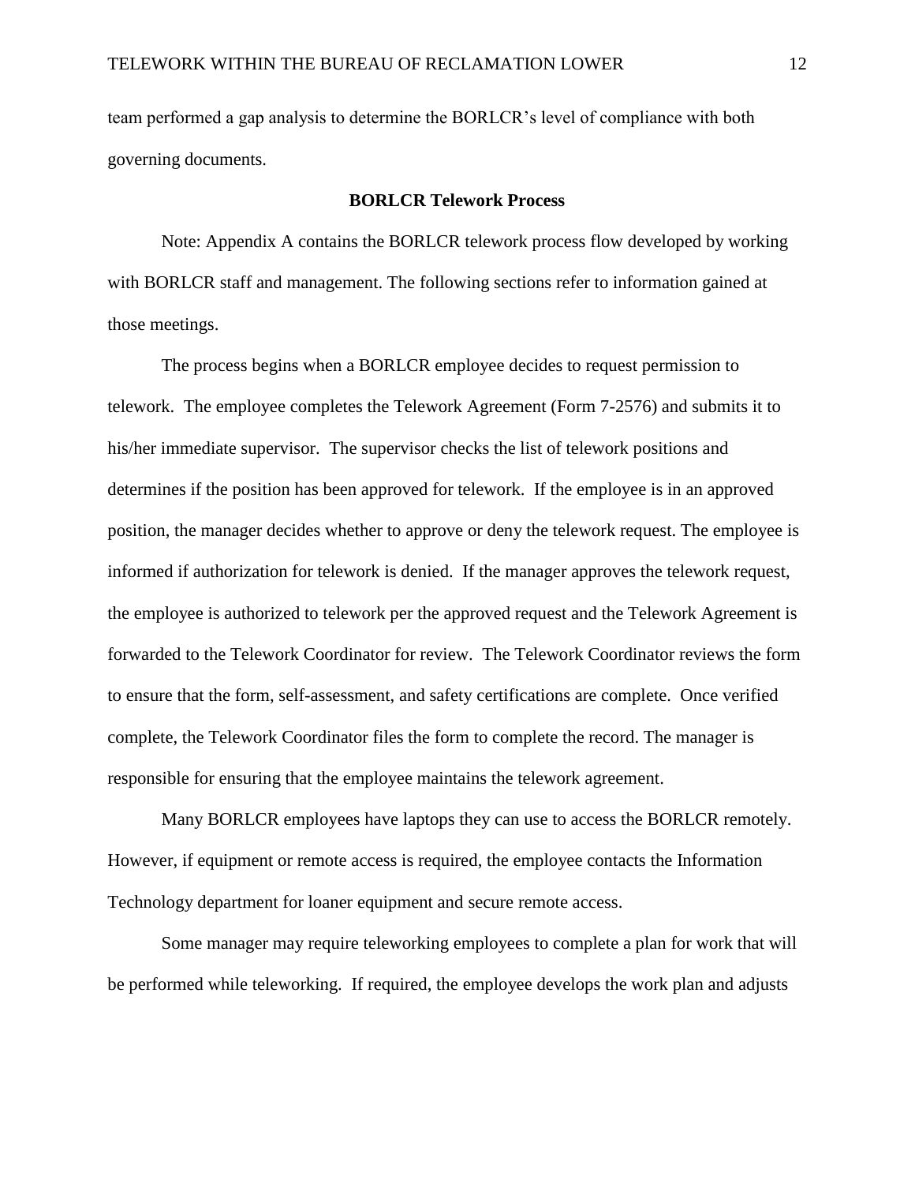team performed a gap analysis to determine the BORLCR's level of compliance with both governing documents.

## BORLCR Telework Process

Note: Appendix A contains the BORLCR telework process flow developed by working with BORLCR staff and management. The following sections refer to information gained at those meetings.

The process begins when a BORLCR employee decides to request permission to telework. The employee completes the Telework Agreement (Form 7-2576) and submits it to his/her immediate supervisor. The supervisor checks the list of telework positions and determines if the position has been approved for telework. If the employee is in an approved position, the manager decides whether to approve or deny the telework request. The employee is informed if authorization for telework is denied. If the manager approves the telework request, the employee is authorized to telework per the approved request and the Telework Agreement is forwarded to the Telework Coordinator for review. The Telework Coordinator reviews the form to ensure that the form, self-assessment, and safety certifications are complete. Once verified complete, the Telework Coordinator files the form to complete the record. The manager is responsible for ensuring that the employee maintains the telework agreement.

Many BORLCR employees have laptops they can use to access the BORLCR remotely. However, if equipment or remote access is required, the employee contacts the Information Technology department for loaner equipment and secure remote access.

Some manager may require teleworking employees to complete a plan for work that will be performed while teleworking. If required, the employee develops the work plan and adjusts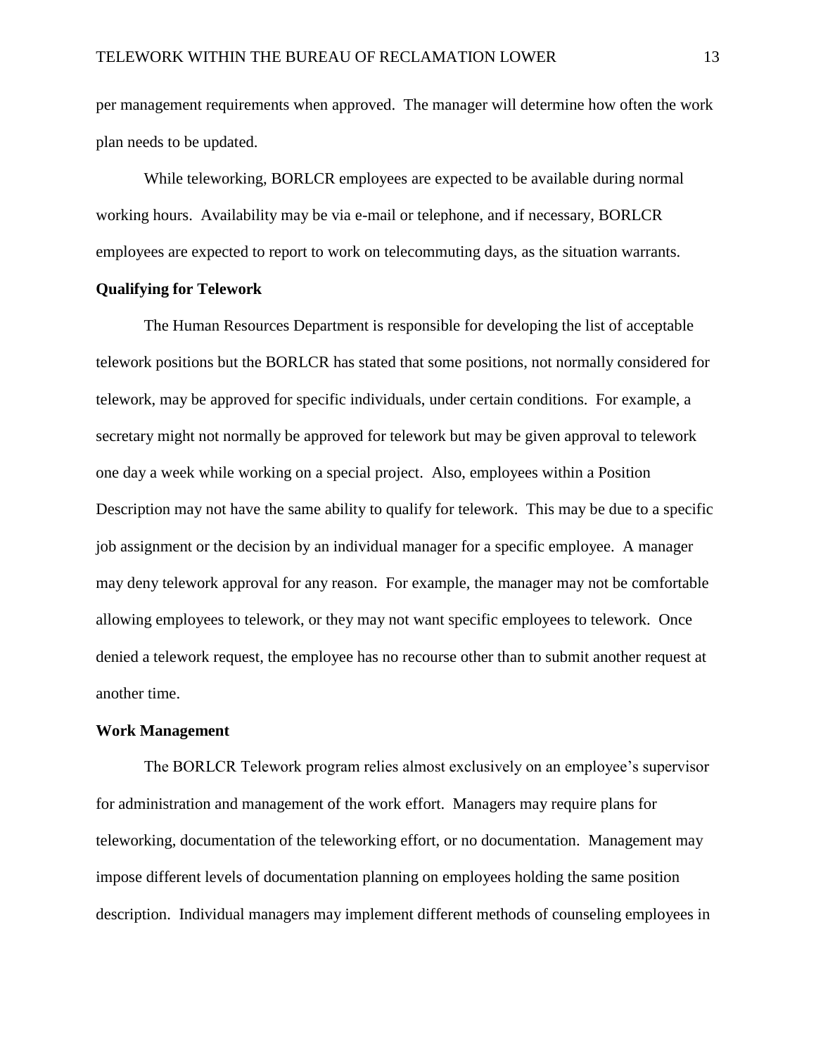per management requirements when approved. The manager will determine how often the work plan needs to be updated.

While teleworking, BORLCR employees are expected to be available during normal working hours. Availability may be via e-mail or telephone, and if necessary, BORLCR employees are expected to report to work on telecommuting days, as the situation warrants.

### Qualifying for Telework

The Human Resources Department is responsible for developing the list of acceptable telework positions but the BORLCR has stated that some positions, not normally considered for telework, may be approved for specific individuals, under certain conditions. For example, a secretary might not normally be approved for telework but may be given approval to telework one day a week while working on a special project. Also, employees within a Position Description may not have the same ability to qualify for telework. This may be due to a specific job assignment or the decision by an individual manager for a specific employee. A manager may deny telework approval for any reason. For example, the manager may not be comfortable allowing employees to telework, or they may not want specific employees to telework. Once denied a telework request, the employee has no recourse other than to submit another request at another time.

### Work Management

The BORLCR Telework program relies almost exclusively on an employee's supervisor for administration and management of the work effort. Managers may require plans for teleworking, documentation of the teleworking effort, or no documentation. Management may impose different levels of documentation planning on employees holding the same position description. Individual managers may implement different methods of counseling employees in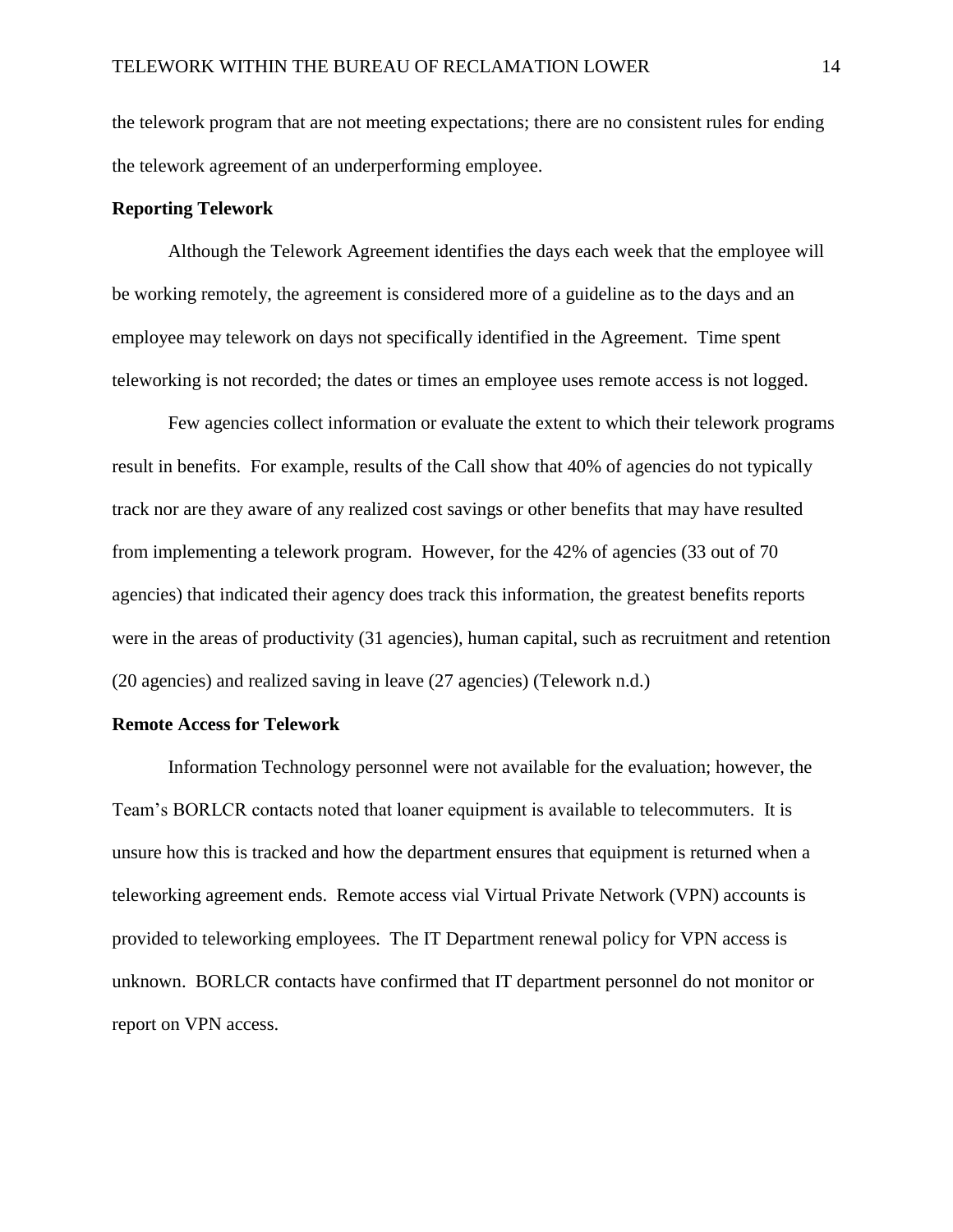the telework program that are not meeting expectations; there are no consistent rules for ending the telework agreement of an underperforming employee.

**Reporting Telework**

Although the Telework Agreement identifies the days each week that the employee will be working remotely, the agreement is considered more of a guideline as to the days and an employee may telework on days not specifically identified in the Agreement. Time spent teleworking is not recorded; the dates or times an employee uses remote access is not logged.

Few agencies collect information or evaluate the extent to which their telework programs result in benefits. For example, results of the Call show that 40% of agencies do not typically track nor are they aware of any realized cost savings or other benefits that may have resulted from implementing a telework program. However, for the 42% of agencies (33 out of 70 agencies) that indicated their agency does track this information, the greatest benefits reports were in the areas of productivity (31 agencies), human capital, such as recruitment and retention (20 agencies) and realized saving in leave (27 agencies) (Telework n.d.)

**Remote Access for Telework**

Information Technology personnel were not available for the evaluation; however, the Team's BORLCR contacts noted that loaner equipment is available to telecommuters. It is unsure how this is tracked and how the department ensures that equipment is returned when a teleworking agreement ends. Remote access vial Virtual Private Network (VPN) accounts is provided to teleworking employees. The IT Department renewal policy for VPN access is unknown. BORLCR contacts have confirmed that IT department personnel do not monitor or report on VPN access.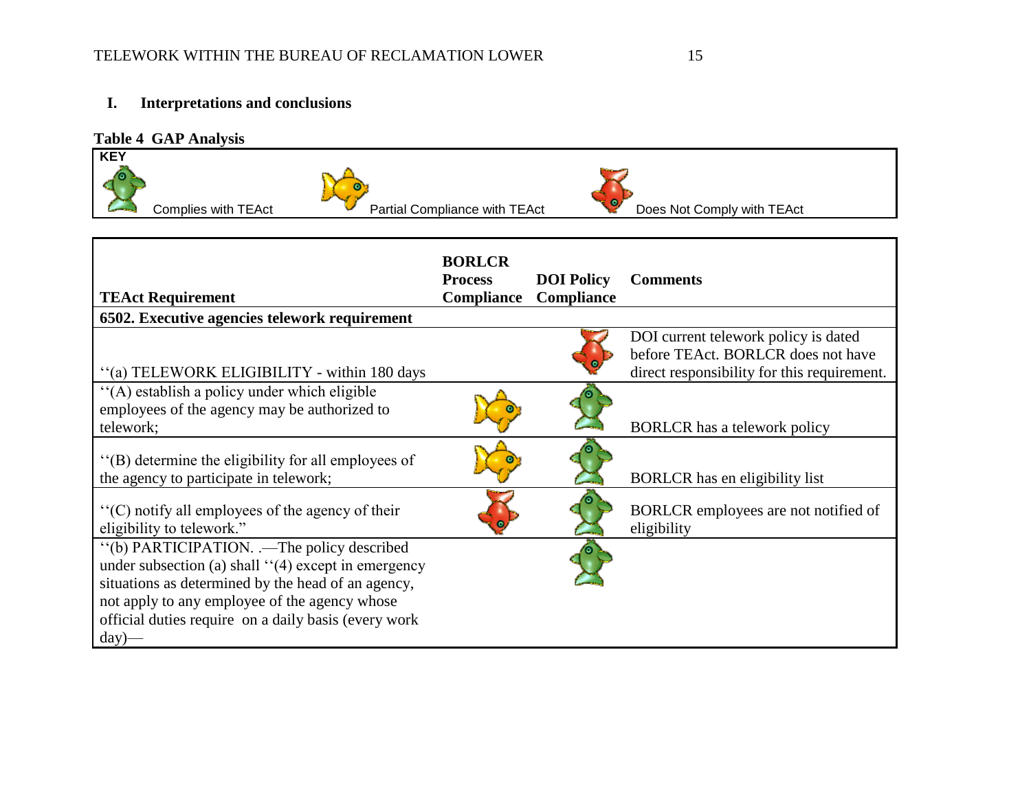## I. Interpretations and conclusions

**Table 4 GAP Analysis**

| KEY | | |
|---|---|---|
| Complies with TEAct (green fish) | Partial Compliance with TEAct (yellow fish) | Does Not Comply with TEAct (red fish) |

| TEAct Requirement | BORLCR Process Compliance | DOI Policy Compliance | Comments |
|---|---|---|---|
| **6502. Executive agencies telework requirement** | | | |
| ''(a) TELEWORK ELIGIBILITY - within 180 days | | Does Not Comply | DOI current telework policy is dated before TEAct. BORLCR does not have direct responsibility for this requirement. |
| ''(A) establish a policy under which eligible employees of the agency may be authorized to telework; | Partial Compliance | Complies | BORLCR has a telework policy |
| ''(B) determine the eligibility for all employees of the agency to participate in telework; | Partial Compliance | Complies | BORLCR has en eligibility list |
| ''(C) notify all employees of the agency of their eligibility to telework." | Does Not Comply | Complies | BORLCR employees are not notified of eligibility |
| ''(b) PARTICIPATION. .—The policy described under subsection (a) shall ''(4) except in emergency situations as determined by the head of an agency, not apply to any employee of the agency whose official duties require on a daily basis (every work day)— | | Complies | |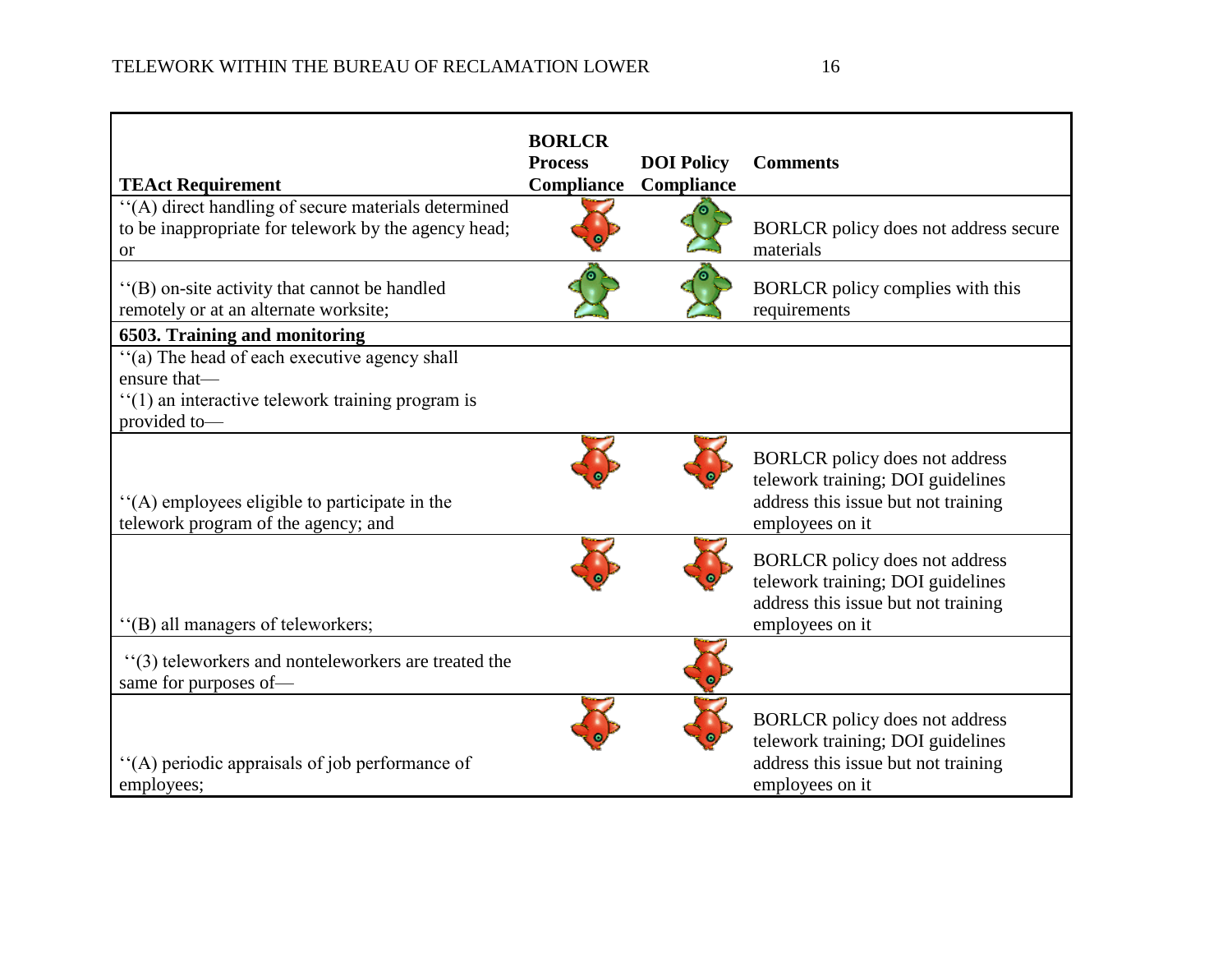| TEAct Requirement | BORLCR Process Compliance | DOI Policy Compliance | Comments |
|---|---|---|---|
| ‘‘(A) direct handling of secure materials determined to be inappropriate for telework by the agency head; or | Red (non-compliant) | Green (compliant) | BORLCR policy does not address secure materials |
| ‘‘(B) on-site activity that cannot be handled remotely or at an alternate worksite; | Green (compliant) | Green (compliant) | BORLCR policy complies with this requirements |
| **6503. Training and monitoring** | | | |
| ‘‘(a) The head of each executive agency shall ensure that— ‘‘(1) an interactive telework training program is provided to— | | | |
| ‘‘(A) employees eligible to participate in the telework program of the agency; and | Red (non-compliant) | Red (non-compliant) | BORLCR policy does not address telework training; DOI guidelines address this issue but not training employees on it |
| ‘‘(B) all managers of teleworkers; | Red (non-compliant) | Red (non-compliant) | BORLCR policy does not address telework training; DOI guidelines address this issue but not training employees on it |
| ‘‘(3) teleworkers and nonteleworkers are treated the same for purposes of— | | Red (non-compliant) | |
| ‘‘(A) periodic appraisals of job performance of employees; | Red (non-compliant) | Red (non-compliant) | BORLCR policy does not address telework training; DOI guidelines address this issue but not training employees on it |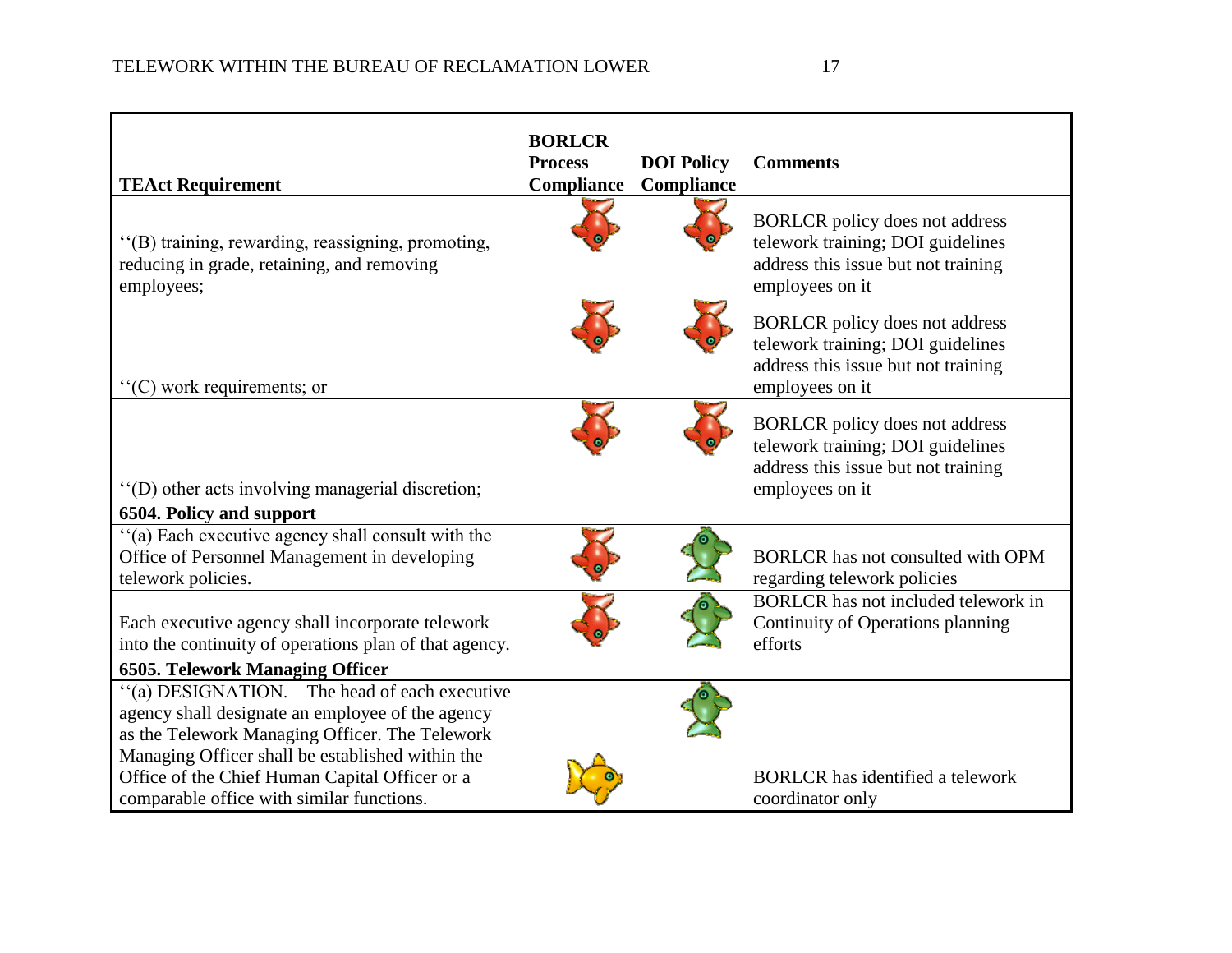| TEAct Requirement | BORLCR Process Compliance | DOI Policy Compliance | Comments |
|---|---|---|---|
| ''(B) training, rewarding, reassigning, promoting, reducing in grade, retaining, and removing employees; | | | BORLCR policy does not address telework training; DOI guidelines address this issue but not training employees on it |
| ''(C) work requirements; or | | | BORLCR policy does not address telework training; DOI guidelines address this issue but not training employees on it |
| ''(D) other acts involving managerial discretion; | | | BORLCR policy does not address telework training; DOI guidelines address this issue but not training employees on it |
| **6504. Policy and support** | | | |
| ''(a) Each executive agency shall consult with the Office of Personnel Management in developing telework policies. | | | BORLCR has not consulted with OPM regarding telework policies |
| Each executive agency shall incorporate telework into the continuity of operations plan of that agency. | | | BORLCR has not included telework in Continuity of Operations planning efforts |
| **6505. Telework Managing Officer** | | | |
| ''(a) DESIGNATION.—The head of each executive agency shall designate an employee of the agency as the Telework Managing Officer. The Telework Managing Officer shall be established within the Office of the Chief Human Capital Officer or a comparable office with similar functions. | | | BORLCR has identified a telework coordinator only |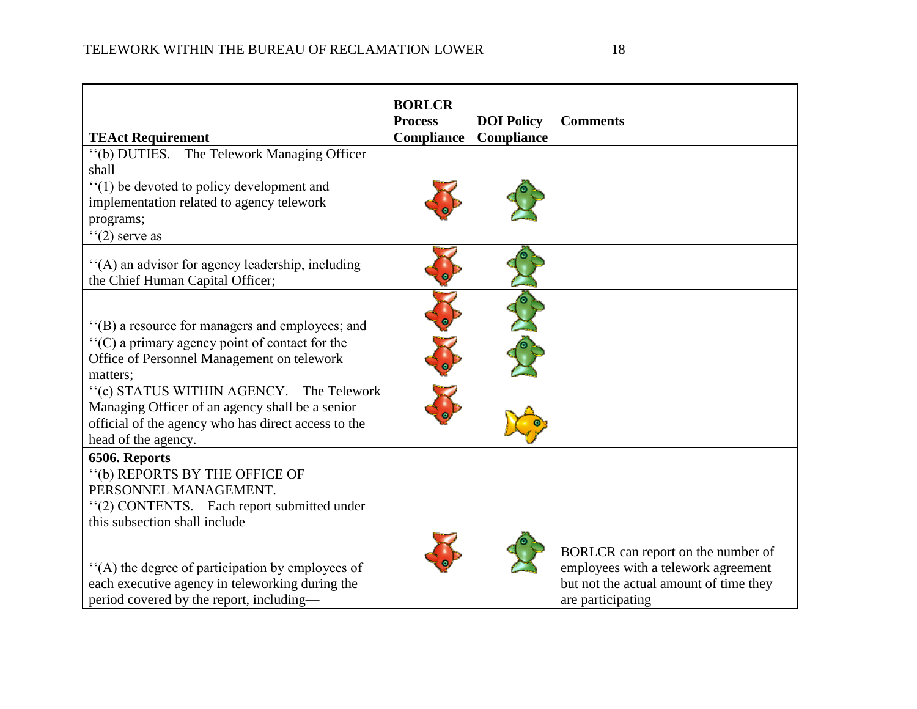| TEAct Requirement | BORLCR Process Compliance | DOI Policy Compliance | Comments |
|---|---|---|---|
| ''(b) DUTIES.—The Telework Managing Officer shall— | | | |
| ''(1) be devoted to policy development and implementation related to agency telework programs;<br>''(2) serve as— | Red | Green | |
| ''(A) an advisor for agency leadership, including the Chief Human Capital Officer; | Red | Green | |
| ''(B) a resource for managers and employees; and | Red | Green | |
| ''(C) a primary agency point of contact for the Office of Personnel Management on telework matters; | Red | Green | |
| ''(c) STATUS WITHIN AGENCY.—The Telework Managing Officer of an agency shall be a senior official of the agency who has direct access to the head of the agency. | Red | Yellow | |
| **6506. Reports** | | | |
| ''(b) REPORTS BY THE OFFICE OF PERSONNEL MANAGEMENT.—<br>''(2) CONTENTS.—Each report submitted under this subsection shall include— | | | |
| ''(A) the degree of participation by employees of each executive agency in teleworking during the period covered by the report, including— | Red | Green | BORLCR can report on the number of employees with a telework agreement but not the actual amount of time they are participating |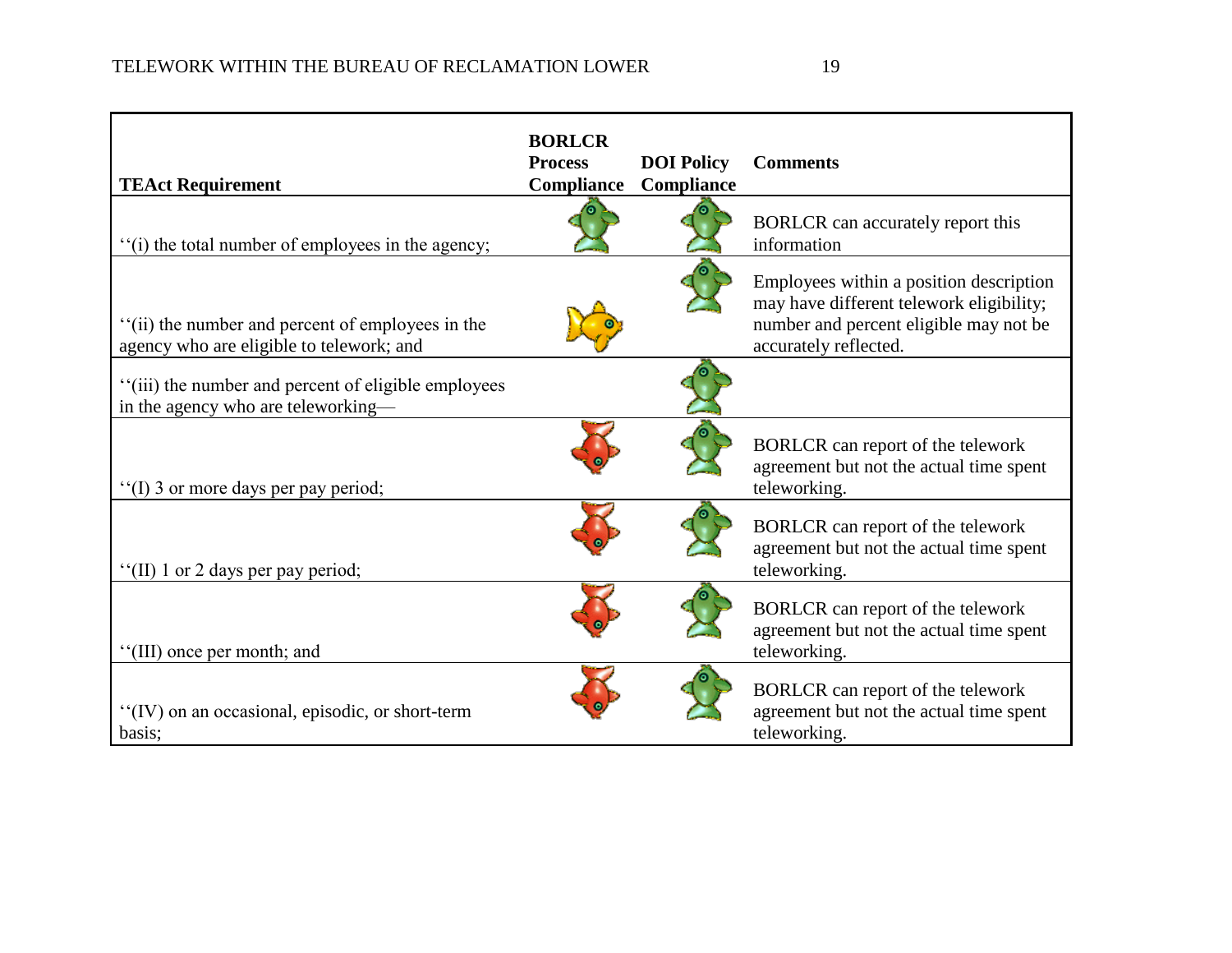| TEAct Requirement | BORLCR Process Compliance | DOI Policy Compliance | Comments |
|---|---|---|---|
| ''(i) the total number of employees in the agency; | Green | Green | BORLCR can accurately report this information |
| ''(ii) the number and percent of employees in the agency who are eligible to telework; and | Yellow | Green | Employees within a position description may have different telework eligibility; number and percent eligible may not be accurately reflected. |
| ''(iii) the number and percent of eligible employees in the agency who are teleworking— | | Green | |
| ''(I) 3 or more days per pay period; | Red | Green | BORLCR can report of the telework agreement but not the actual time spent teleworking. |
| ''(II) 1 or 2 days per pay period; | Red | Green | BORLCR can report of the telework agreement but not the actual time spent teleworking. |
| ''(III) once per month; and | Red | Green | BORLCR can report of the telework agreement but not the actual time spent teleworking. |
| ''(IV) on an occasional, episodic, or short-term basis; | Red | Green | BORLCR can report of the telework agreement but not the actual time spent teleworking. |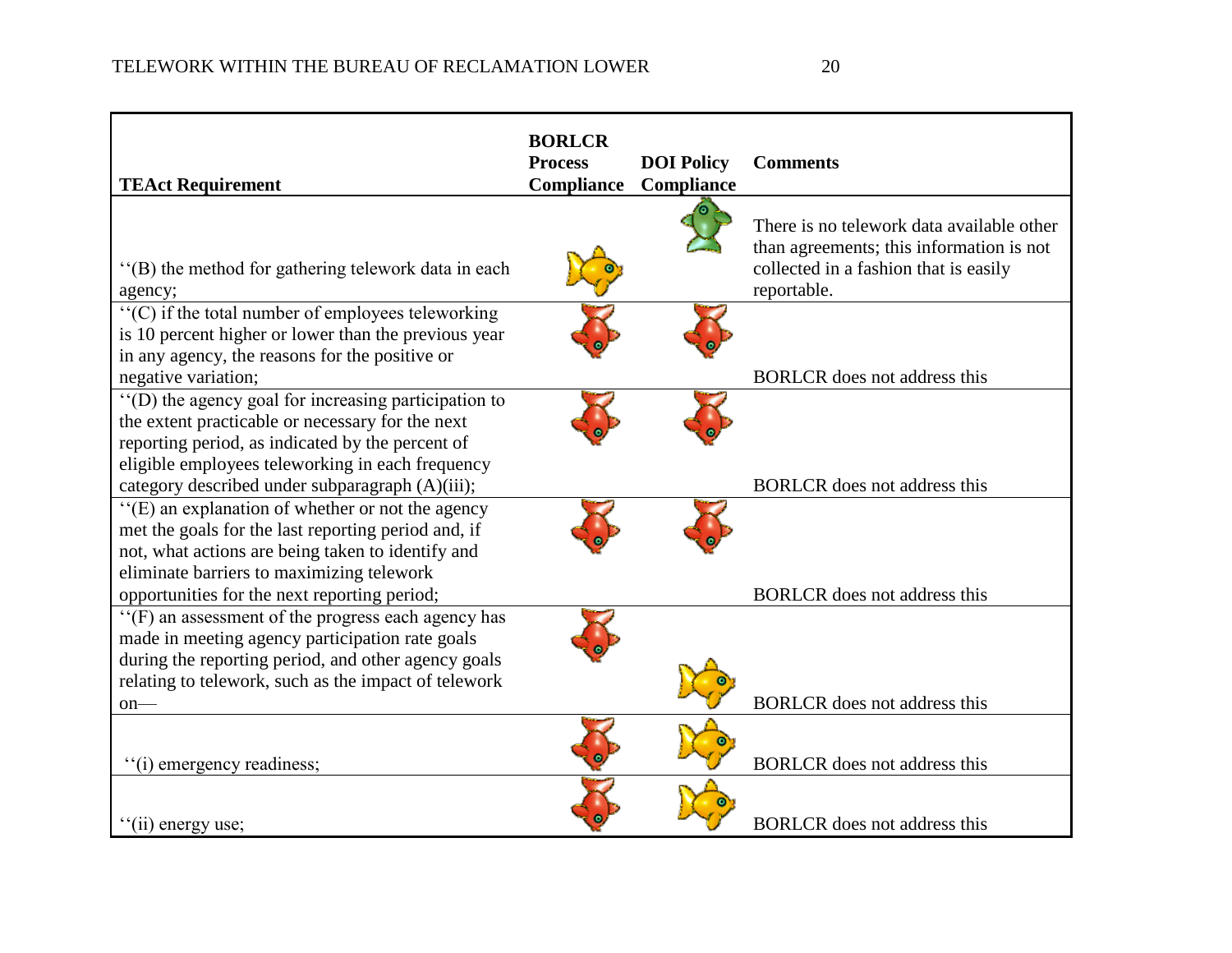| TEAct Requirement | BORLCR Process Compliance | DOI Policy Compliance | Comments |
|---|---|---|---|
| ''(B) the method for gathering telework data in each agency; | Yellow | Green | There is no telework data available other than agreements; this information is not collected in a fashion that is easily reportable. |
| ''(C) if the total number of employees teleworking is 10 percent higher or lower than the previous year in any agency, the reasons for the positive or negative variation; | Red | Red | BORLCR does not address this |
| ''(D) the agency goal for increasing participation to the extent practicable or necessary for the next reporting period, as indicated by the percent of eligible employees teleworking in each frequency category described under subparagraph (A)(iii); | Red | Red | BORLCR does not address this |
| ''(E) an explanation of whether or not the agency met the goals for the last reporting period and, if not, what actions are being taken to identify and eliminate barriers to maximizing telework opportunities for the next reporting period; | Red | Red | BORLCR does not address this |
| ''(F) an assessment of the progress each agency has made in meeting agency participation rate goals during the reporting period, and other agency goals relating to telework, such as the impact of telework on— | Red | Yellow | BORLCR does not address this |
| ''(i) emergency readiness; | Red | Yellow | BORLCR does not address this |
| ''(ii) energy use; | Red | Yellow | BORLCR does not address this |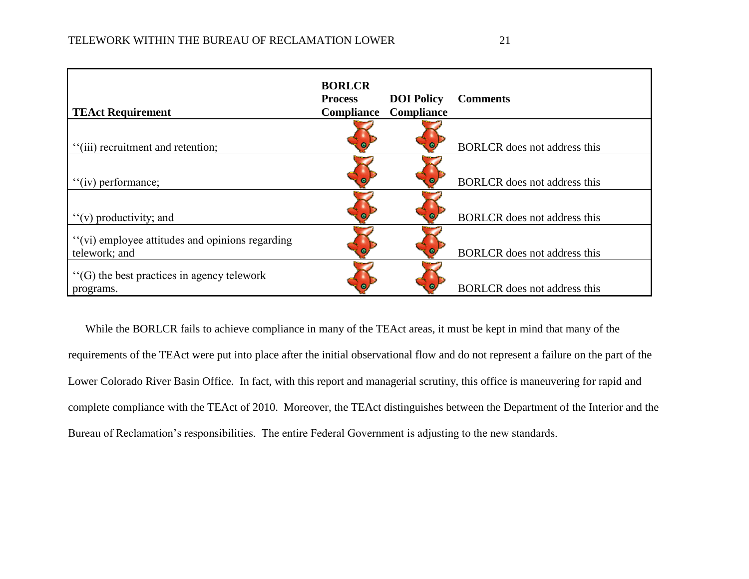| TEAct Requirement | BORLCR Process Compliance | DOI Policy Compliance | Comments |
|---|---|---|---|
| ''(iii) recruitment and retention; | | | BORLCR does not address this |
| ''(iv) performance; | | | BORLCR does not address this |
| ''(v) productivity; and | | | BORLCR does not address this |
| ''(vi) employee attitudes and opinions regarding telework; and | | | BORLCR does not address this |
| ''(G) the best practices in agency telework programs. | | | BORLCR does not address this |

While the BORLCR fails to achieve compliance in many of the TEAct areas, it must be kept in mind that many of the requirements of the TEAct were put into place after the initial observational flow and do not represent a failure on the part of the Lower Colorado River Basin Office. In fact, with this report and managerial scrutiny, this office is maneuvering for rapid and complete compliance with the TEAct of 2010. Moreover, the TEAct distinguishes between the Department of the Interior and the Bureau of Reclamation's responsibilities. The entire Federal Government is adjusting to the new standards.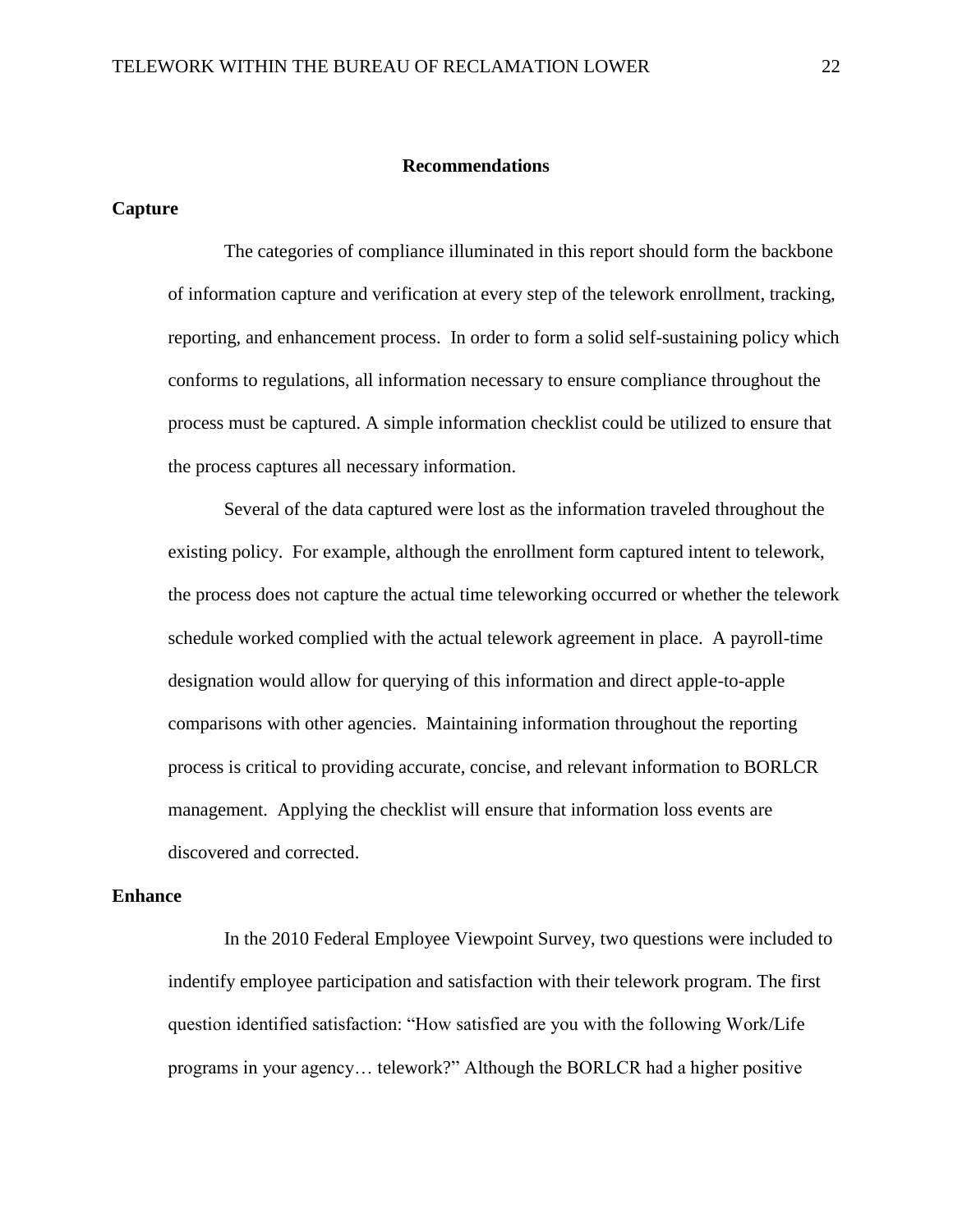# Recommendations

## Capture

The categories of compliance illuminated in this report should form the backbone of information capture and verification at every step of the telework enrollment, tracking, reporting, and enhancement process. In order to form a solid self-sustaining policy which conforms to regulations, all information necessary to ensure compliance throughout the process must be captured. A simple information checklist could be utilized to ensure that the process captures all necessary information.

Several of the data captured were lost as the information traveled throughout the existing policy. For example, although the enrollment form captured intent to telework, the process does not capture the actual time teleworking occurred or whether the telework schedule worked complied with the actual telework agreement in place. A payroll-time designation would allow for querying of this information and direct apple-to-apple comparisons with other agencies. Maintaining information throughout the reporting process is critical to providing accurate, concise, and relevant information to BORLCR management. Applying the checklist will ensure that information loss events are discovered and corrected.

## Enhance

In the 2010 Federal Employee Viewpoint Survey, two questions were included to indentify employee participation and satisfaction with their telework program. The first question identified satisfaction: "How satisfied are you with the following Work/Life programs in your agency… telework?" Although the BORLCR had a higher positive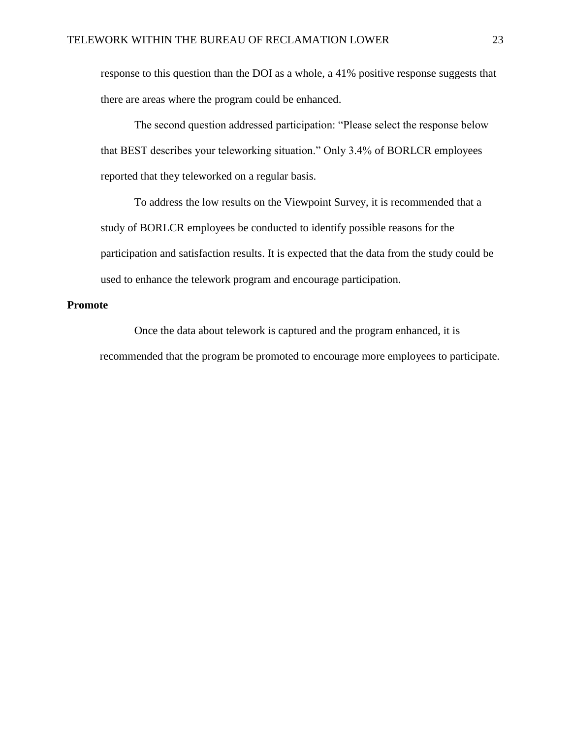response to this question than the DOI as a whole, a 41% positive response suggests that there are areas where the program could be enhanced.

The second question addressed participation: “Please select the response below that BEST describes your teleworking situation.” Only 3.4% of BORLCR employees reported that they teleworked on a regular basis.

To address the low results on the Viewpoint Survey, it is recommended that a study of BORLCR employees be conducted to identify possible reasons for the participation and satisfaction results. It is expected that the data from the study could be used to enhance the telework program and encourage participation.

**Promote**

Once the data about telework is captured and the program enhanced, it is recommended that the program be promoted to encourage more employees to participate.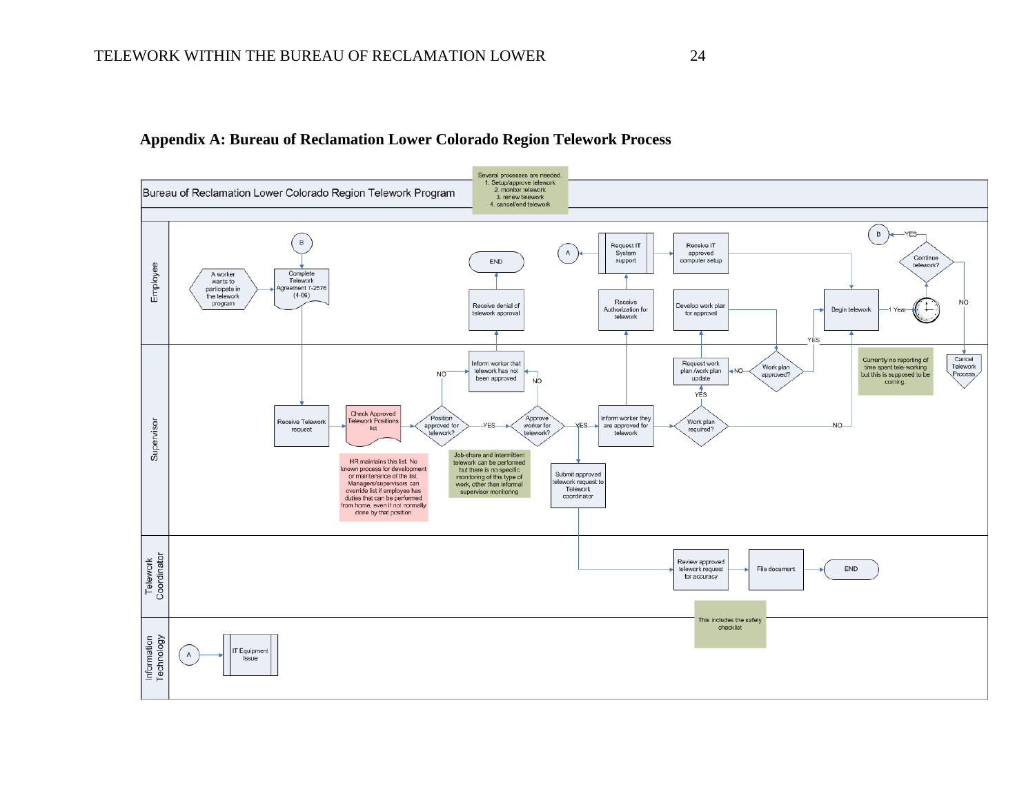## Appendix A: Bureau of Reclamation Lower Colorado Region Telework Process

Bureau of Reclamation Lower Colorado Region Telework Program

Several processes are needed.
1. Setup/approve telework
2. monitor telework
3. renew telework
4. cancel/end telework

**Employee**

- A worker wants to participate in the telework program
- B
- Complete Telework Agreement 7-2576 (4-06)
- Receive denial of telework approval
- END
- A
- Request IT System support
- Receive IT approved computer setup
- Receive Authorization for telework
- Develop work plan for approval
- Begin telework
- 1 Year
- Continue telework?
- YES → B
- NO

**Supervisor**

- Receive Telework request
- Check Approved Telework Positions list
- HR maintains this list. No known process for development or maintenance of the list. Managers/supervisors can override list if employee has duties that can be performed from home, even if not normally done by that position
- Position approved for telework?
- NO
- YES
- Inform worker that telework has not been approved
- Approve worker for telework?
- NO
- YES
- Job-share and intermittent telework can be performed but there is no specific monitoring of this type of work, other than informal supervisor monitoring
- Submit approved telework request to Telework coordinator
- Inform worker they are approved for telework
- Work plan required?
- YES
- NO
- Request work plan /work plan update
- Work plan approved?
- NO
- YES
- Currently no reporting of time spent tele-working but this is supposed to be coming.
- Cancel Telework Process

**Telework Coordinator**

- Review approved telework request for accuracy
- File document
- END
- This includes the safety checklist

**Information Technology**

- A
- IT Equipment Issue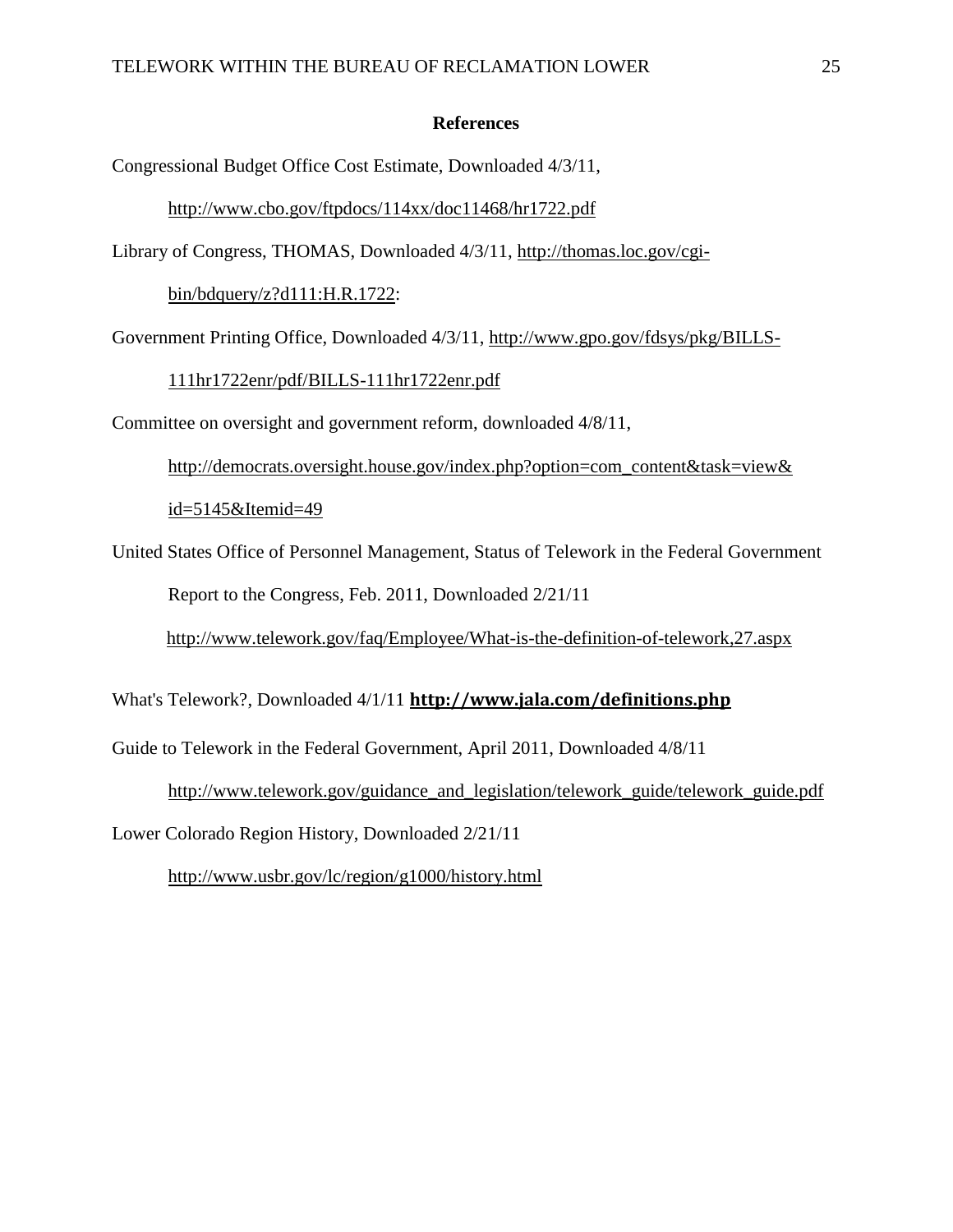**References**

Congressional Budget Office Cost Estimate, Downloaded 4/3/11,

http://www.cbo.gov/ftpdocs/114xx/doc11468/hr1722.pdf

Library of Congress, THOMAS, Downloaded 4/3/11, http://thomas.loc.gov/cgi-bin/bdquery/z?d111:H.R.1722:

Government Printing Office, Downloaded 4/3/11, http://www.gpo.gov/fdsys/pkg/BILLS-111hr1722enr/pdf/BILLS-111hr1722enr.pdf

Committee on oversight and government reform, downloaded 4/8/11,

http://democrats.oversight.house.gov/index.php?option=com_content&task=view&id=5145&Itemid=49

United States Office of Personnel Management, Status of Telework in the Federal Government Report to the Congress, Feb. 2011, Downloaded 2/21/11

http://www.telework.gov/faq/Employee/What-is-the-definition-of-telework,27.aspx

What's Telework?, Downloaded 4/1/11 **http://www.jala.com/definitions.php**

Guide to Telework in the Federal Government, April 2011, Downloaded 4/8/11

http://www.telework.gov/guidance_and_legislation/telework_guide/telework_guide.pdf

Lower Colorado Region History, Downloaded 2/21/11

http://www.usbr.gov/lc/region/g1000/history.html